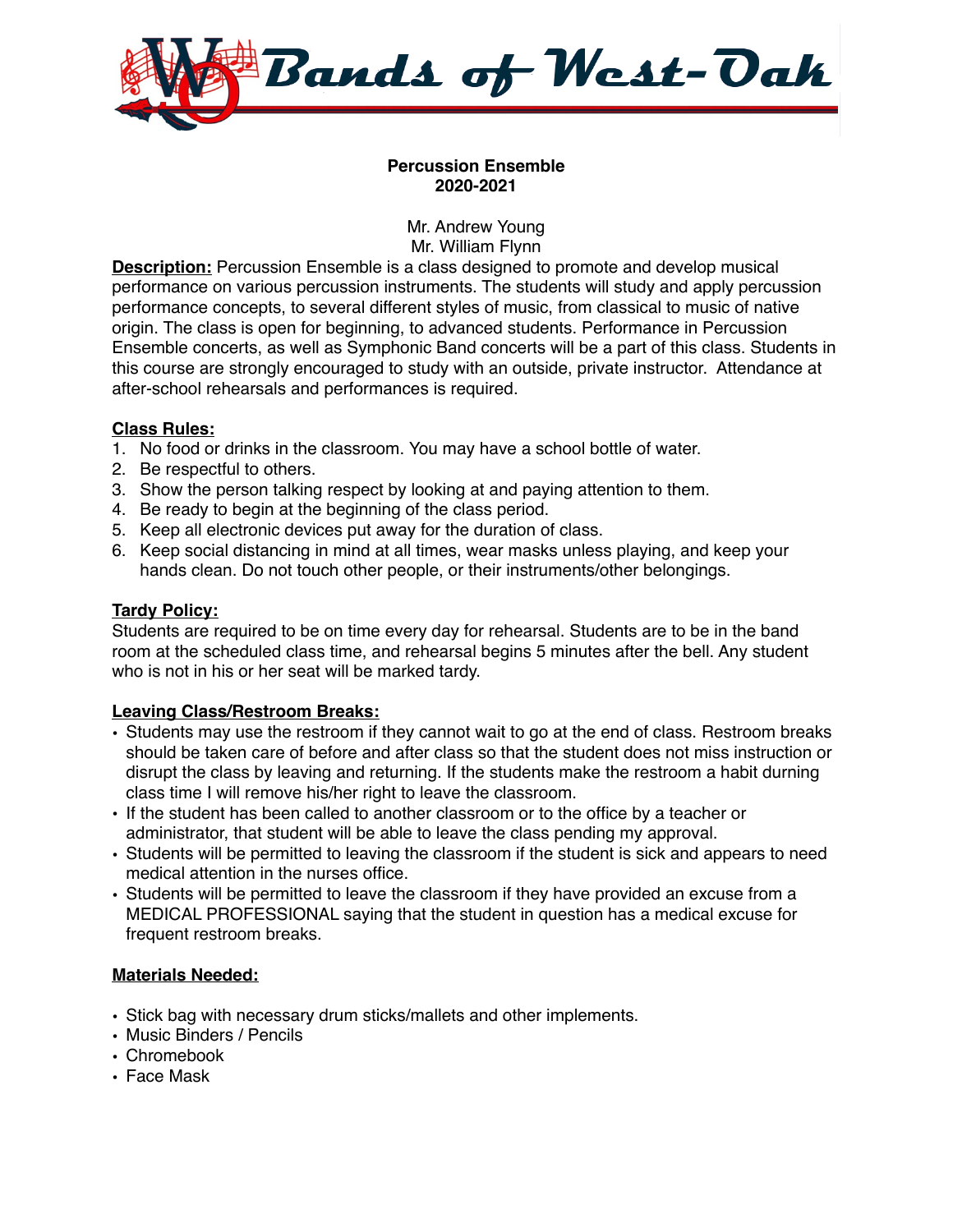# Bands of West-Oak

**Percussion Ensemble**
**2020-2021**

Mr. Andrew Young
Mr. William Flynn

**Description:** Percussion Ensemble is a class designed to promote and develop musical performance on various percussion instruments. The students will study and apply percussion performance concepts, to several different styles of music, from classical to music of native origin. The class is open for beginning, to advanced students. Performance in Percussion Ensemble concerts, as well as Symphonic Band concerts will be a part of this class. Students in this course are strongly encouraged to study with an outside, private instructor. Attendance at after-school rehearsals and performances is required.

## Class Rules:

1. No food or drinks in the classroom. You may have a school bottle of water.
2. Be respectful to others.
3. Show the person talking respect by looking at and paying attention to them.
4. Be ready to begin at the beginning of the class period.
5. Keep all electronic devices put away for the duration of class.
6. Keep social distancing in mind at all times, wear masks unless playing, and keep your hands clean. Do not touch other people, or their instruments/other belongings.

## Tardy Policy:

Students are required to be on time every day for rehearsal. Students are to be in the band room at the scheduled class time, and rehearsal begins 5 minutes after the bell. Any student who is not in his or her seat will be marked tardy.

## Leaving Class/Restroom Breaks:

- Students may use the restroom if they cannot wait to go at the end of class. Restroom breaks should be taken care of before and after class so that the student does not miss instruction or disrupt the class by leaving and returning. If the students make the restroom a habit durning class time I will remove his/her right to leave the classroom.
- If the student has been called to another classroom or to the office by a teacher or administrator, that student will be able to leave the class pending my approval.
- Students will be permitted to leaving the classroom if the student is sick and appears to need medical attention in the nurses office.
- Students will be permitted to leave the classroom if they have provided an excuse from a MEDICAL PROFESSIONAL saying that the student in question has a medical excuse for frequent restroom breaks.

## Materials Needed:

- Stick bag with necessary drum sticks/mallets and other implements.
- Music Binders / Pencils
- Chromebook
- Face Mask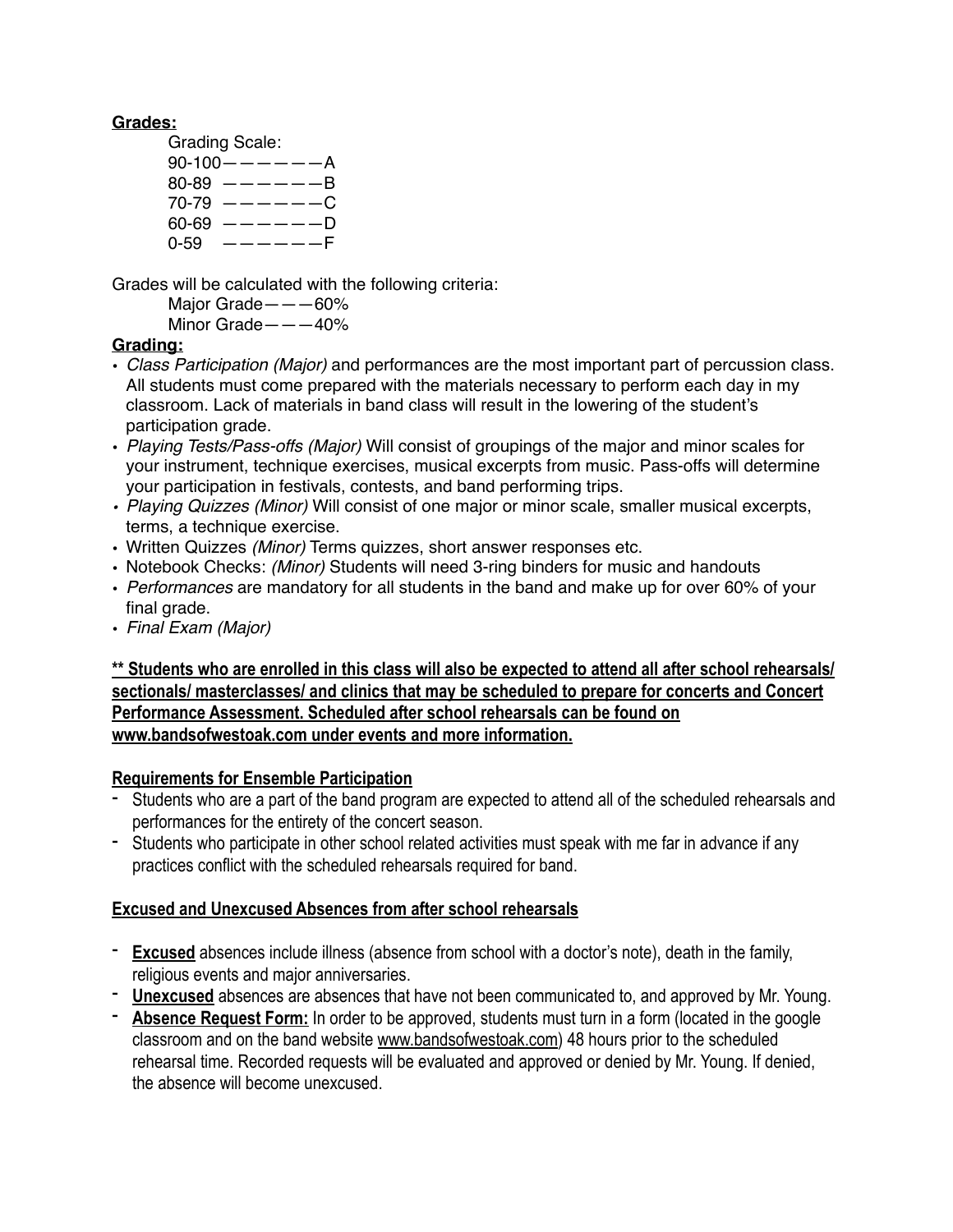**Grades:**

Grading Scale:
90-100——————A
80-89 ——————B
70-79 ——————C
60-69 ——————D
0-59 ——————F

Grades will be calculated with the following criteria:
Major Grade———60%
Minor Grade———40%

**Grading:**

- *Class Participation (Major)* and performances are the most important part of percussion class. All students must come prepared with the materials necessary to perform each day in my classroom. Lack of materials in band class will result in the lowering of the student's participation grade.
- *Playing Tests/Pass-offs (Major)* Will consist of groupings of the major and minor scales for your instrument, technique exercises, musical excerpts from music. Pass-offs will determine your participation in festivals, contests, and band performing trips.
- *Playing Quizzes (Minor)* Will consist of one major or minor scale, smaller musical excerpts, terms, a technique exercise.
- Written Quizzes *(Minor)* Terms quizzes, short answer responses etc.
- Notebook Checks: *(Minor)* Students will need 3-ring binders for music and handouts
- *Performances* are mandatory for all students in the band and make up for over 60% of your final grade.
- *Final Exam (Major)*

**<u>** Students who are enrolled in this class will also be expected to attend all after school rehearsals/ sectionals/ masterclasses/ and clinics that may be scheduled to prepare for concerts and Concert Performance Assessment. Scheduled after school rehearsals can be found on www.bandsofwestoak.com under events and more information.</u>**

**<u>Requirements for Ensemble Participation</u>**

- Students who are a part of the band program are expected to attend all of the scheduled rehearsals and performances for the entirety of the concert season.
- Students who participate in other school related activities must speak with me far in advance if any practices conflict with the scheduled rehearsals required for band.

**<u>Excused and Unexcused Absences from after school rehearsals</u>**

- **<u>Excused</u>** absences include illness (absence from school with a doctor's note), death in the family, religious events and major anniversaries.
- **<u>Unexcused</u>** absences are absences that have not been communicated to, and approved by Mr. Young.
- **<u>Absence Request Form:</u>** In order to be approved, students must turn in a form (located in the google classroom and on the band website <u>www.bandsofwestoak.com</u>) 48 hours prior to the scheduled rehearsal time. Recorded requests will be evaluated and approved or denied by Mr. Young. If denied, the absence will become unexcused.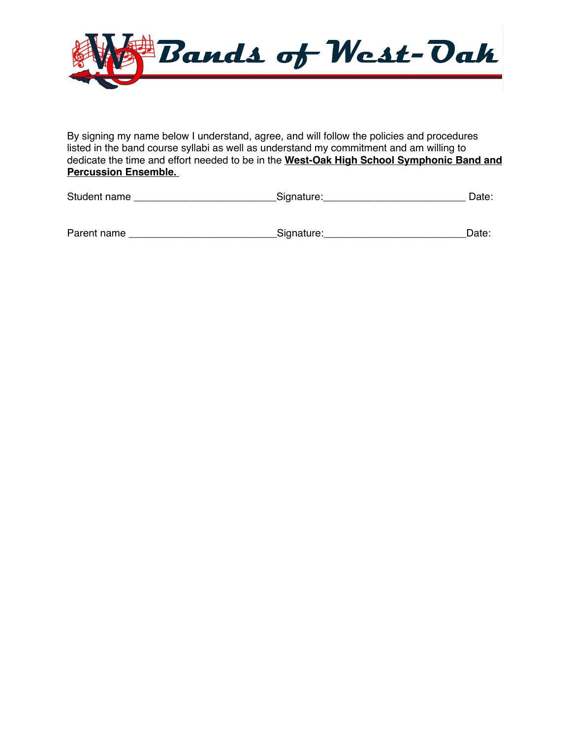# Bands of West-Oak

By signing my name below I understand, agree, and will follow the policies and procedures listed in the band course syllabi as well as understand my commitment and am willing to dedicate the time and effort needed to be in the **West-Oak High School Symphonic Band and Percussion Ensemble.**

Student name _________________________Signature:_________________________ Date:

Parent name __________________________Signature:_________________________Date: